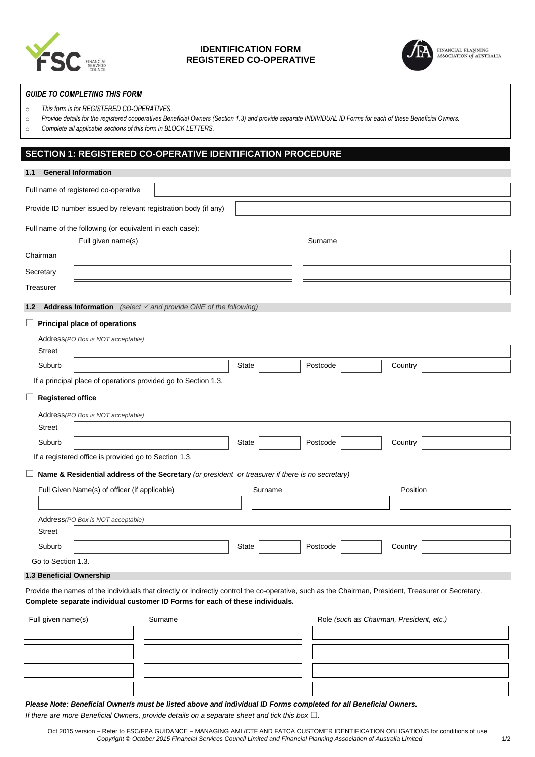# IDENTIFICATION FORM REGISTERED CO-OPERATIVE

FINANCIAL PLANNING ASSOCIATION *of* AUSTRALIA

***GUIDE TO COMPLETING THIS FORM***

- *This form is for REGISTERED CO-OPERATIVES.*
- *Provide details for the registered cooperatives Beneficial Owners (Section 1.3) and provide separate INDIVIDUAL ID Forms for each of these Beneficial Owners.*
- *Complete all applicable sections of this form in BLOCK LETTERS.*

## SECTION 1: REGISTERED CO-OPERATIVE IDENTIFICATION PROCEDURE

### 1.1 General Information

Full name of registered co-operative

Provide ID number issued by relevant registration body (if any)

Full name of the following (or equivalent in each case):

| | Full given name(s) | Surname |
|---|---|---|
| Chairman | | |
| Secretary | | |
| Treasurer | | |

### 1.2 Address Information *(select ✓ and provide ONE of the following)*

☐ **Principal place of operations**

Address *(PO Box is NOT acceptable)*

Street

Suburb | State | Postcode | Country

If a principal place of operations provided go to Section 1.3.

☐ **Registered office**

Address *(PO Box is NOT acceptable)*

Street

Suburb | State | Postcode | Country

If a registered office is provided go to Section 1.3.

☐ **Name & Residential address of the Secretary** *(or president or treasurer if there is no secretary)*

| Full Given Name(s) of officer (if applicable) | Surname | Position |
|---|---|---|
| | | |

Address *(PO Box is NOT acceptable)*

Street

Suburb | State | Postcode | Country

Go to Section 1.3.

### 1.3 Beneficial Ownership

Provide the names of the individuals that directly or indirectly control the co-operative, such as the Chairman, President, Treasurer or Secretary. **Complete separate individual customer ID Forms for each of these individuals.**

| Full given name(s) | Surname | Role *(such as Chairman, President, etc.)* |
|---|---|---|
| | | |
| | | |
| | | |
| | | |

***Please Note: Beneficial Owner/s must be listed above and individual ID Forms completed for all Beneficial Owners.***

*If there are more Beneficial Owners, provide details on a separate sheet and tick this box ☐.*

Oct 2015 version – Refer to FSC/FPA GUIDANCE – MANAGING AML/CTF AND FATCA CUSTOMER IDENTIFICATION OBLIGATIONS for conditions of use
*Copyright © October 2015 Financial Services Council Limited and Financial Planning Association of Australia Limited*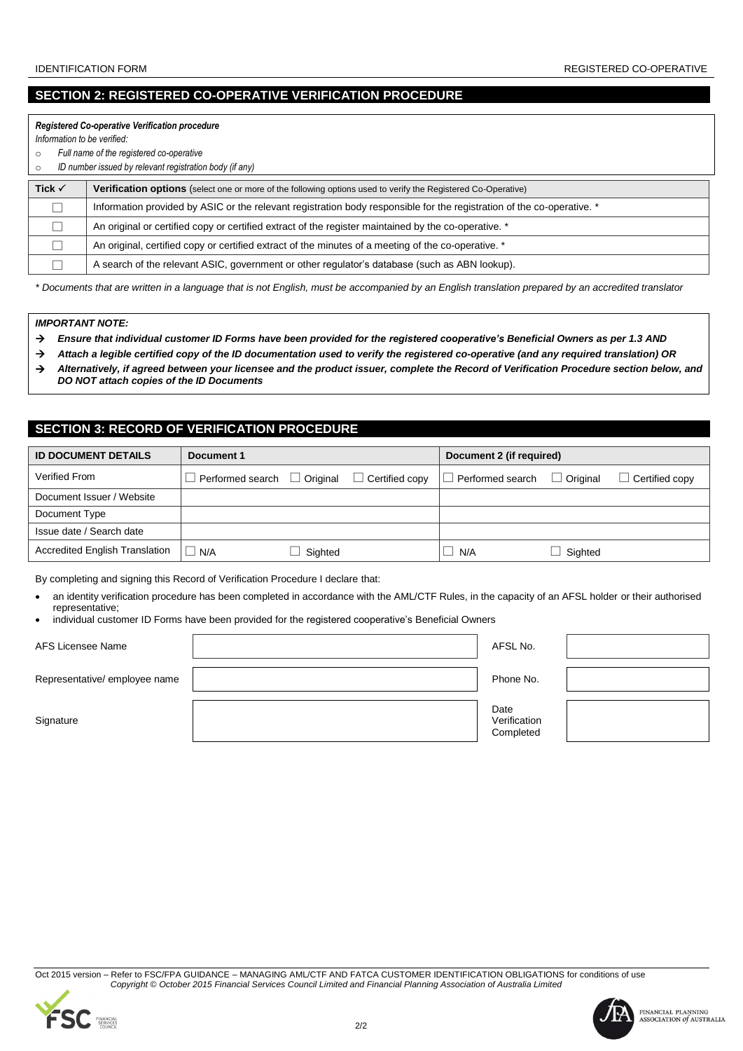## SECTION 2: REGISTERED CO-OPERATIVE VERIFICATION PROCEDURE

***Registered Co-operative Verification procedure***

*Information to be verified:*

- *Full name of the registered co-operative*
- *ID number issued by relevant registration body (if any)*

| Tick ✓ | **Verification options** (select one or more of the following options used to verify the Registered Co-Operative) |
|---|---|
| ☐ | Information provided by ASIC or the relevant registration body responsible for the registration of the co-operative. * |
| ☐ | An original or certified copy or certified extract of the register maintained by the co-operative. * |
| ☐ | An original, certified copy or certified extract of the minutes of a meeting of the co-operative. * |
| ☐ | A search of the relevant ASIC, government or other regulator's database (such as ABN lookup). |

*\* Documents that are written in a language that is not English, must be accompanied by an English translation prepared by an accredited translator*

***IMPORTANT NOTE:***

- → ***Ensure that individual customer ID Forms have been provided for the registered cooperative's Beneficial Owners as per 1.3 AND***
- → ***Attach a legible certified copy of the ID documentation used to verify the registered co-operative (and any required translation) OR***
- → ***Alternatively, if agreed between your licensee and the product issuer, complete the Record of Verification Procedure section below, and DO NOT attach copies of the ID Documents***

## SECTION 3: RECORD OF VERIFICATION PROCEDURE

| **ID DOCUMENT DETAILS** | **Document 1** | **Document 2 (if required)** |
|---|---|---|
| Verified From | ☐ Performed search ☐ Original ☐ Certified copy | ☐ Performed search ☐ Original ☐ Certified copy |
| Document Issuer / Website | | |
| Document Type | | |
| Issue date / Search date | | |
| Accredited English Translation | ☐ N/A ☐ Sighted | ☐ N/A ☐ Sighted |

By completing and signing this Record of Verification Procedure I declare that:

- an identity verification procedure has been completed in accordance with the AML/CTF Rules, in the capacity of an AFSL holder or their authorised representative;
- individual customer ID Forms have been provided for the registered cooperative's Beneficial Owners

| | | | |
|---|---|---|---|
| AFS Licensee Name | | AFSL No. | |
| Representative/ employee name | | Phone No. | |
| Signature | | Date Verification Completed | |

Oct 2015 version – Refer to FSC/FPA GUIDANCE – MANAGING AML/CTF AND FATCA CUSTOMER IDENTIFICATION OBLIGATIONS for conditions of use

*Copyright © October 2015 Financial Services Council Limited and Financial Planning Association of Australia Limited*